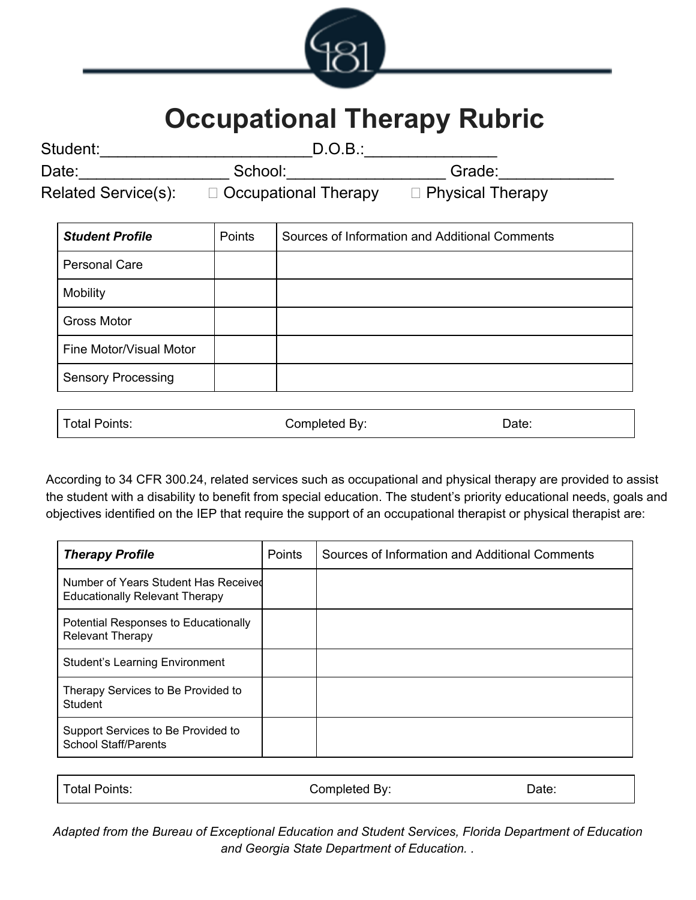# Occupational Therapy Rubric

Student:_______________________D.O.B.:______________

Date:________________ School:_________________ Grade:____________

Related Service(s): ☐ Occupational Therapy ☐ Physical Therapy

| ***Student Profile*** | Points | Sources of Information and Additional Comments |
|---|---|---|
| Personal Care | | |
| Mobility | | |
| Gross Motor | | |
| Fine Motor/Visual Motor | | |
| Sensory Processing | | |

| Total Points: | Completed By: | Date: |
|---|---|---|

According to 34 CFR 300.24, related services such as occupational and physical therapy are provided to assist the student with a disability to benefit from special education. The student's priority educational needs, goals and objectives identified on the IEP that require the support of an occupational therapist or physical therapist are:

| ***Therapy Profile*** | Points | Sources of Information and Additional Comments |
|---|---|---|
| Number of Years Student Has Received Educationally Relevant Therapy | | |
| Potential Responses to Educationally Relevant Therapy | | |
| Student's Learning Environment | | |
| Therapy Services to Be Provided to Student | | |
| Support Services to Be Provided to School Staff/Parents | | |

| Total Points: | Completed By: | Date: |
|---|---|---|

*Adapted from the Bureau of Exceptional Education and Student Services, Florida Department of Education and Georgia State Department of Education. .*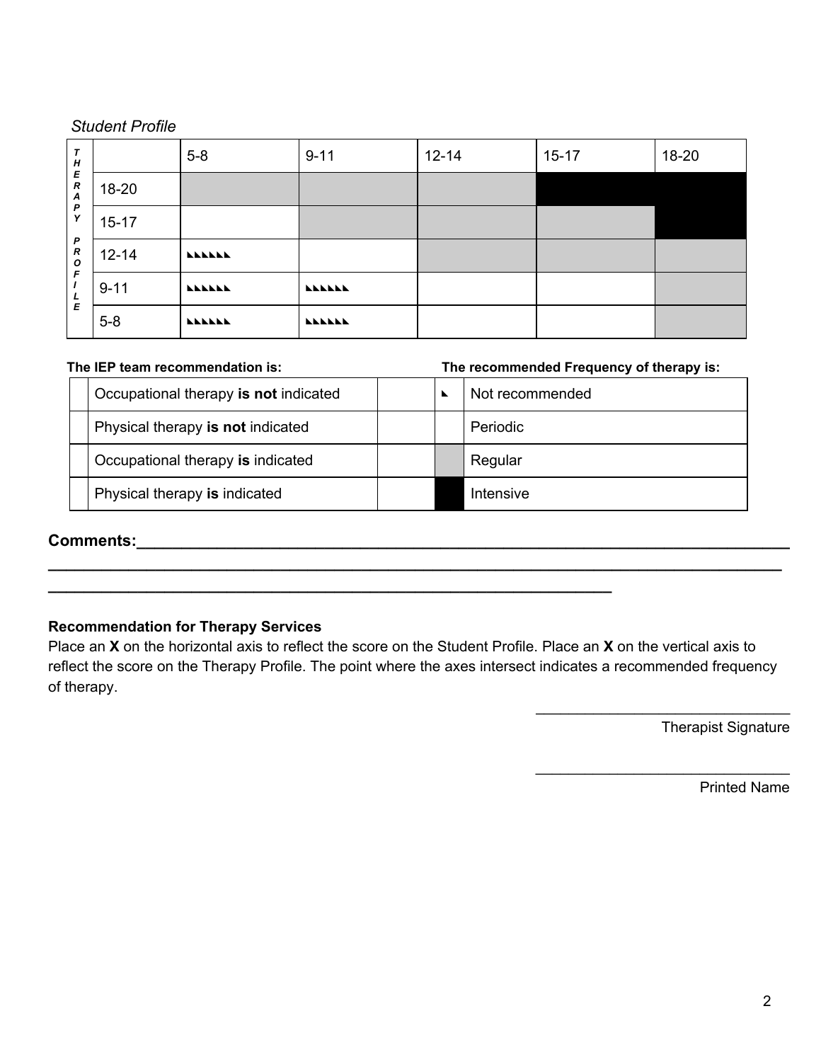*Student Profile*

| THERAPY PROFILE | 5-8 | 9-11 | 12-14 | 15-17 | 18-20 |
|---|---|---|---|---|---|
| 18-20 | Regular | Regular | Regular | Intensive | Intensive |
| 15-17 | Periodic | Regular | Regular | Regular | Intensive |
| 12-14 | Not recommended | Periodic | Regular | Regular | Regular |
| 9-11 | Not recommended | Not recommended | Periodic | Periodic | Regular |
| 5-8 | Not recommended | Not recommended | Periodic | Periodic | Regular |

**The IEP team recommendation is:**

| | | |
|---|---|---|
| | Occupational therapy **is not** indicated | |
| | Physical therapy **is not** indicated | |
| | Occupational therapy **is** indicated | |
| | Physical therapy **is** indicated | |

**The recommended Frequency of therapy is:**

| Key | Frequency |
|---|---|
| (pattern) | Not recommended |
| (white) | Periodic |
| (gray) | Regular |
| (black) | Intensive |

**Comments:**\_\_\_\_\_\_\_\_\_\_\_\_\_\_\_\_\_\_\_\_\_\_\_\_\_\_\_\_\_\_\_\_\_\_\_\_\_\_\_\_\_\_\_\_\_\_\_\_\_\_\_\_\_\_\_\_\_\_\_\_\_\_\_\_\_\_\_\_\_\_\_\_\_\_

\_\_\_\_\_\_\_\_\_\_\_\_\_\_\_\_\_\_\_\_\_\_\_\_\_\_\_\_\_\_\_\_\_\_\_\_\_\_\_\_\_\_\_\_\_\_\_\_\_\_\_\_\_\_\_\_\_\_\_\_\_\_\_\_\_\_\_\_\_\_\_\_\_\_\_\_\_\_\_\_\_\_

\_\_\_\_\_\_\_\_\_\_\_\_\_\_\_\_\_\_\_\_\_\_\_\_\_\_\_\_\_\_\_\_\_\_\_\_\_\_\_\_\_\_\_\_\_\_\_\_\_\_\_\_\_\_\_\_\_\_\_\_\_\_\_\_

**Recommendation for Therapy Services**

Place an **X** on the horizontal axis to reflect the score on the Student Profile. Place an **X** on the vertical axis to reflect the score on the Therapy Profile. The point where the axes intersect indicates a recommended frequency of therapy.

\_\_\_\_\_\_\_\_\_\_\_\_\_\_\_\_\_\_\_\_\_\_\_\_\_\_\_\_\_\_\_\_

Therapist Signature

\_\_\_\_\_\_\_\_\_\_\_\_\_\_\_\_\_\_\_\_\_\_\_\_\_\_\_\_\_\_\_\_

Printed Name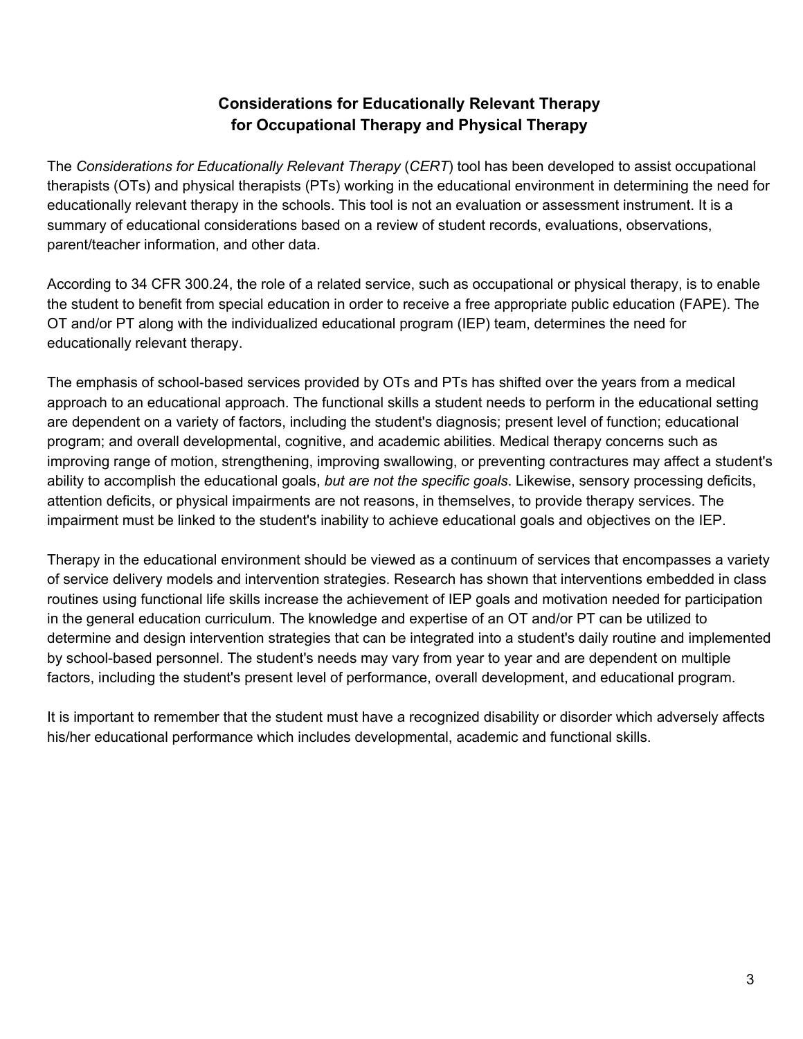# Considerations for Educationally Relevant Therapy for Occupational Therapy and Physical Therapy

The *Considerations for Educationally Relevant Therapy* (*CERT*) tool has been developed to assist occupational therapists (OTs) and physical therapists (PTs) working in the educational environment in determining the need for educationally relevant therapy in the schools. This tool is not an evaluation or assessment instrument. It is a summary of educational considerations based on a review of student records, evaluations, observations, parent/teacher information, and other data.

According to 34 CFR 300.24, the role of a related service, such as occupational or physical therapy, is to enable the student to benefit from special education in order to receive a free appropriate public education (FAPE). The OT and/or PT along with the individualized educational program (IEP) team, determines the need for educationally relevant therapy.

The emphasis of school-based services provided by OTs and PTs has shifted over the years from a medical approach to an educational approach. The functional skills a student needs to perform in the educational setting are dependent on a variety of factors, including the student's diagnosis; present level of function; educational program; and overall developmental, cognitive, and academic abilities. Medical therapy concerns such as improving range of motion, strengthening, improving swallowing, or preventing contractures may affect a student's ability to accomplish the educational goals, *but are not the specific goals*. Likewise, sensory processing deficits, attention deficits, or physical impairments are not reasons, in themselves, to provide therapy services. The impairment must be linked to the student's inability to achieve educational goals and objectives on the IEP.

Therapy in the educational environment should be viewed as a continuum of services that encompasses a variety of service delivery models and intervention strategies. Research has shown that interventions embedded in class routines using functional life skills increase the achievement of IEP goals and motivation needed for participation in the general education curriculum. The knowledge and expertise of an OT and/or PT can be utilized to determine and design intervention strategies that can be integrated into a student's daily routine and implemented by school-based personnel. The student's needs may vary from year to year and are dependent on multiple factors, including the student's present level of performance, overall development, and educational program.

It is important to remember that the student must have a recognized disability or disorder which adversely affects his/her educational performance which includes developmental, academic and functional skills.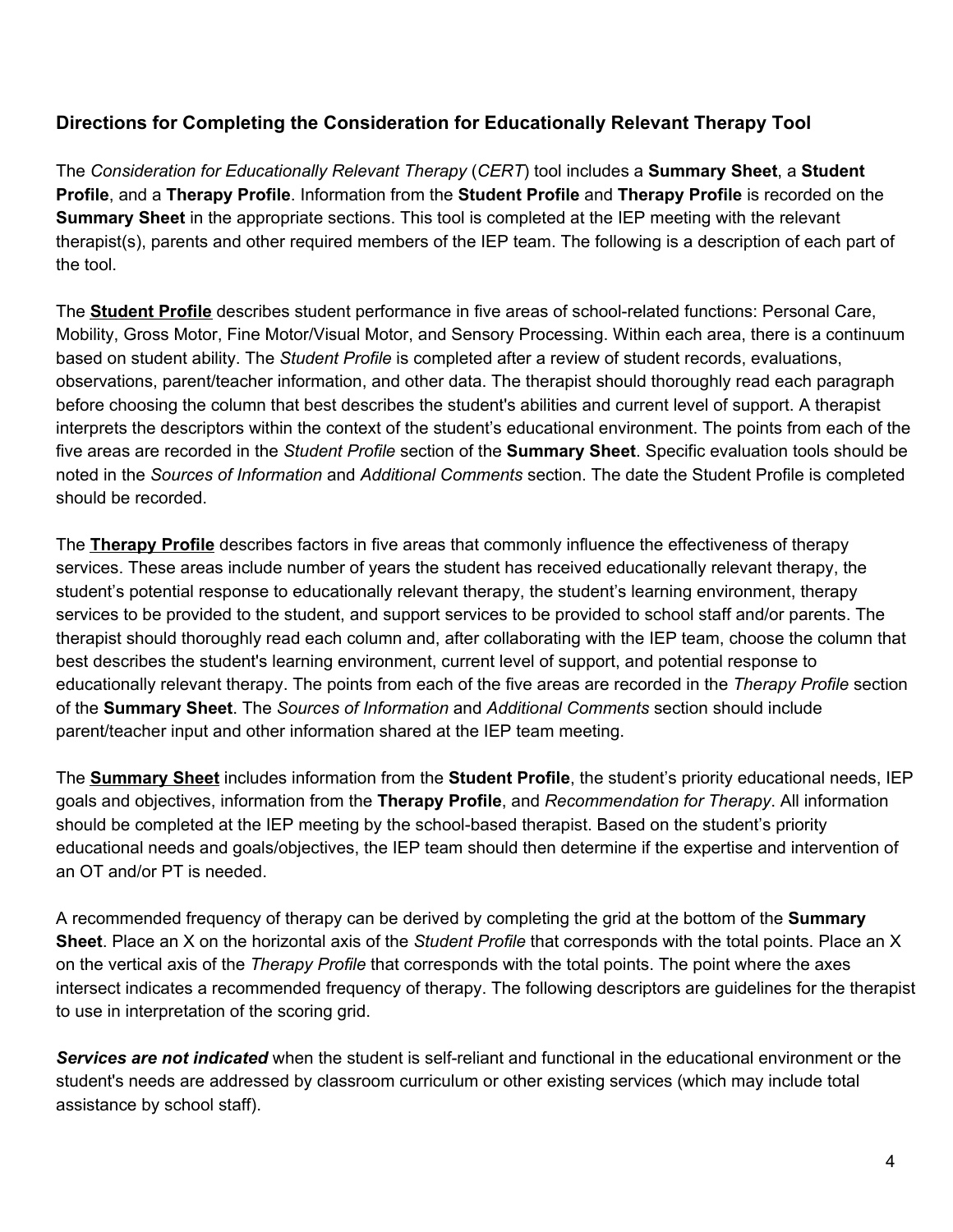## Directions for Completing the Consideration for Educationally Relevant Therapy Tool

The *Consideration for Educationally Relevant Therapy* (*CERT*) tool includes a **Summary Sheet**, a **Student Profile**, and a **Therapy Profile**. Information from the **Student Profile** and **Therapy Profile** is recorded on the **Summary Sheet** in the appropriate sections. This tool is completed at the IEP meeting with the relevant therapist(s), parents and other required members of the IEP team. The following is a description of each part of the tool.

The **<u>Student Profile</u>** describes student performance in five areas of school-related functions: Personal Care, Mobility, Gross Motor, Fine Motor/Visual Motor, and Sensory Processing. Within each area, there is a continuum based on student ability. The *Student Profile* is completed after a review of student records, evaluations, observations, parent/teacher information, and other data. The therapist should thoroughly read each paragraph before choosing the column that best describes the student's abilities and current level of support. A therapist interprets the descriptors within the context of the student's educational environment. The points from each of the five areas are recorded in the *Student Profile* section of the **Summary Sheet**. Specific evaluation tools should be noted in the *Sources of Information* and *Additional Comments* section. The date the Student Profile is completed should be recorded.

The **<u>Therapy Profile</u>** describes factors in five areas that commonly influence the effectiveness of therapy services. These areas include number of years the student has received educationally relevant therapy, the student's potential response to educationally relevant therapy, the student's learning environment, therapy services to be provided to the student, and support services to be provided to school staff and/or parents. The therapist should thoroughly read each column and, after collaborating with the IEP team, choose the column that best describes the student's learning environment, current level of support, and potential response to educationally relevant therapy. The points from each of the five areas are recorded in the *Therapy Profile* section of the **Summary Sheet**. The *Sources of Information* and *Additional Comments* section should include parent/teacher input and other information shared at the IEP team meeting.

The **<u>Summary Sheet</u>** includes information from the **Student Profile**, the student's priority educational needs, IEP goals and objectives, information from the **Therapy Profile**, and *Recommendation for Therapy*. All information should be completed at the IEP meeting by the school-based therapist. Based on the student's priority educational needs and goals/objectives, the IEP team should then determine if the expertise and intervention of an OT and/or PT is needed.

A recommended frequency of therapy can be derived by completing the grid at the bottom of the **Summary Sheet**. Place an X on the horizontal axis of the *Student Profile* that corresponds with the total points. Place an X on the vertical axis of the *Therapy Profile* that corresponds with the total points. The point where the axes intersect indicates a recommended frequency of therapy. The following descriptors are guidelines for the therapist to use in interpretation of the scoring grid.

***Services are not indicated*** when the student is self-reliant and functional in the educational environment or the student's needs are addressed by classroom curriculum or other existing services (which may include total assistance by school staff).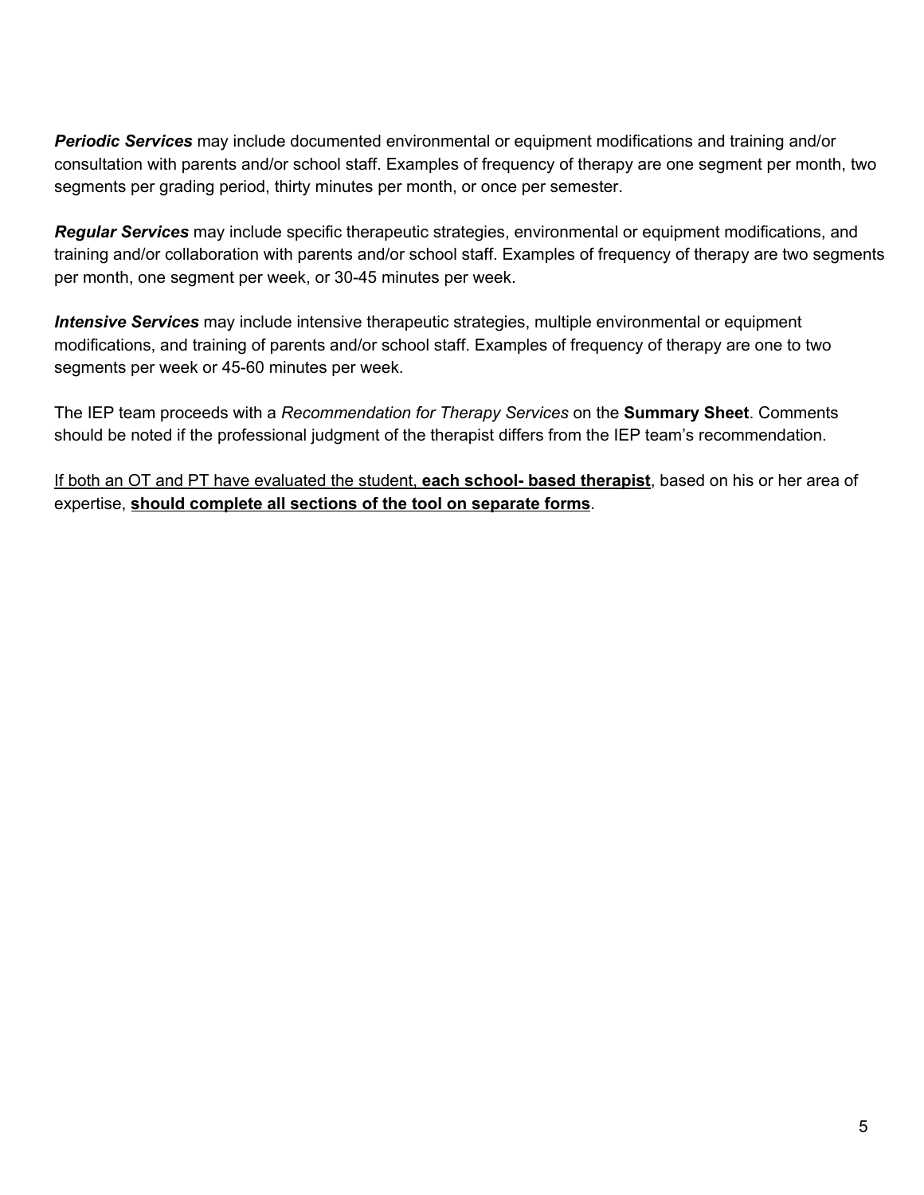***Periodic Services*** may include documented environmental or equipment modifications and training and/or consultation with parents and/or school staff. Examples of frequency of therapy are one segment per month, two segments per grading period, thirty minutes per month, or once per semester.

***Regular Services*** may include specific therapeutic strategies, environmental or equipment modifications, and training and/or collaboration with parents and/or school staff. Examples of frequency of therapy are two segments per month, one segment per week, or 30-45 minutes per week.

***Intensive Services*** may include intensive therapeutic strategies, multiple environmental or equipment modifications, and training of parents and/or school staff. Examples of frequency of therapy are one to two segments per week or 45-60 minutes per week.

The IEP team proceeds with a *Recommendation for Therapy Services* on the **Summary Sheet**. Comments should be noted if the professional judgment of the therapist differs from the IEP team's recommendation.

<u>If both an OT and PT have evaluated the student, **each school- based therapist**</u>, based on his or her area of expertise, <u>**should complete all sections of the tool on separate forms**</u>.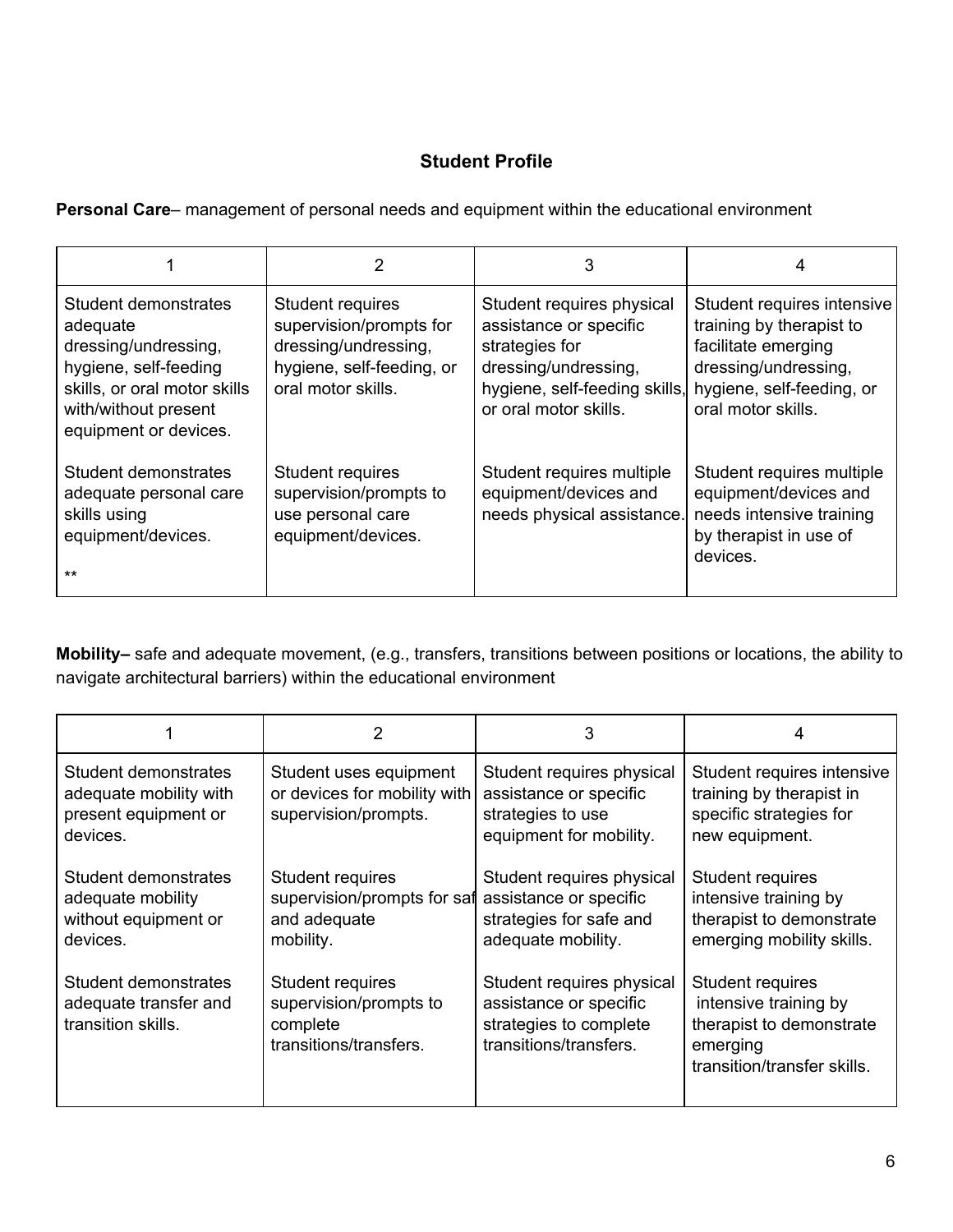## Student Profile

**Personal Care**– management of personal needs and equipment within the educational environment

| 1 | 2 | 3 | 4 |
|---|---|---|---|
| Student demonstrates adequate dressing/undressing, hygiene, self-feeding skills, or oral motor skills with/without present equipment or devices. | Student requires supervision/prompts for dressing/undressing, hygiene, self-feeding, or oral motor skills. | Student requires physical assistance or specific strategies for dressing/undressing, hygiene, self-feeding skills, or oral motor skills. | Student requires intensive training by therapist to facilitate emerging dressing/undressing, hygiene, self-feeding, or oral motor skills. |
| Student demonstrates adequate personal care skills using equipment/devices. ** | Student requires supervision/prompts to use personal care equipment/devices. | Student requires multiple equipment/devices and needs physical assistance. | Student requires multiple equipment/devices and needs intensive training by therapist in use of devices. |

**Mobility–** safe and adequate movement, (e.g., transfers, transitions between positions or locations, the ability to navigate architectural barriers) within the educational environment

| 1 | 2 | 3 | 4 |
|---|---|---|---|
| Student demonstrates adequate mobility with present equipment or devices. | Student uses equipment or devices for mobility with supervision/prompts. | Student requires physical assistance or specific strategies to use equipment for mobility. | Student requires intensive training by therapist in specific strategies for new equipment. |
| Student demonstrates adequate mobility without equipment or devices. | Student requires supervision/prompts for saf and adequate mobility. | Student requires physical assistance or specific strategies for safe and adequate mobility. | Student requires intensive training by therapist to demonstrate emerging mobility skills. |
| Student demonstrates adequate transfer and transition skills. | Student requires supervision/prompts to complete transitions/transfers. | Student requires physical assistance or specific strategies to complete transitions/transfers. | Student requires intensive training by therapist to demonstrate emerging transition/transfer skills. |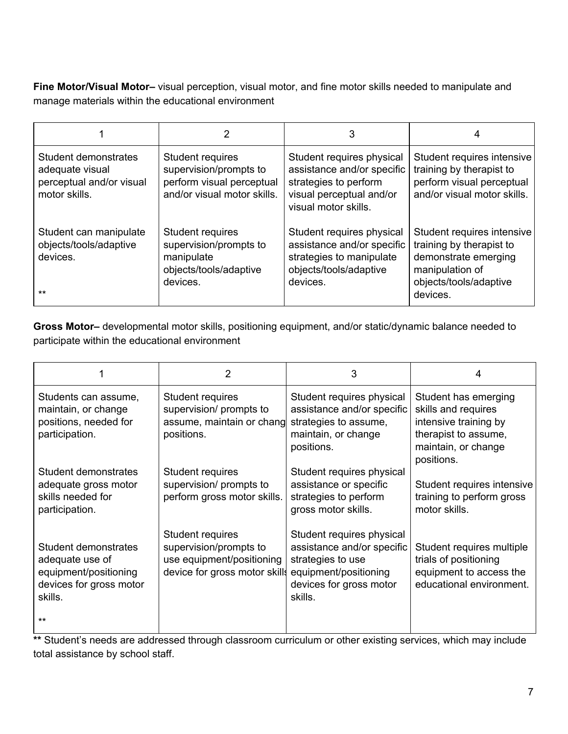**Fine Motor/Visual Motor–** visual perception, visual motor, and fine motor skills needed to manipulate and manage materials within the educational environment

| 1 | 2 | 3 | 4 |
|---|---|---|---|
| Student demonstrates adequate visual perceptual and/or visual motor skills. | Student requires supervision/prompts to perform visual perceptual and/or visual motor skills. | Student requires physical assistance and/or specific strategies to perform visual perceptual and/or visual motor skills. | Student requires intensive training by therapist to perform visual perceptual and/or visual motor skills. |
| Student can manipulate objects/tools/adaptive devices.<br><br>** | Student requires supervision/prompts to manipulate objects/tools/adaptive devices. | Student requires physical assistance and/or specific strategies to manipulate objects/tools/adaptive devices. | Student requires intensive training by therapist to demonstrate emerging manipulation of objects/tools/adaptive devices. |

**Gross Motor–** developmental motor skills, positioning equipment, and/or static/dynamic balance needed to participate within the educational environment

| 1 | 2 | 3 | 4 |
|---|---|---|---|
| Students can assume, maintain, or change positions, needed for participation. | Student requires supervision/ prompts to assume, maintain or chang positions. | Student requires physical assistance and/or specific strategies to assume, maintain, or change positions. | Student has emerging skills and requires intensive training by therapist to assume, maintain, or change positions. |
| Student demonstrates adequate gross motor skills needed for participation. | Student requires supervision/ prompts to perform gross motor skills. | Student requires physical assistance or specific strategies to perform gross motor skills. | Student requires intensive training to perform gross motor skills. |
| Student demonstrates adequate use of equipment/positioning devices for gross motor skills.<br><br>** | Student requires supervision/prompts to use equipment/positioning device for gross motor skills | Student requires physical assistance and/or specific strategies to use equipment/positioning devices for gross motor skills. | Student requires multiple trials of positioning equipment to access the educational environment. |

**\*\*** Student's needs are addressed through classroom curriculum or other existing services, which may include total assistance by school staff.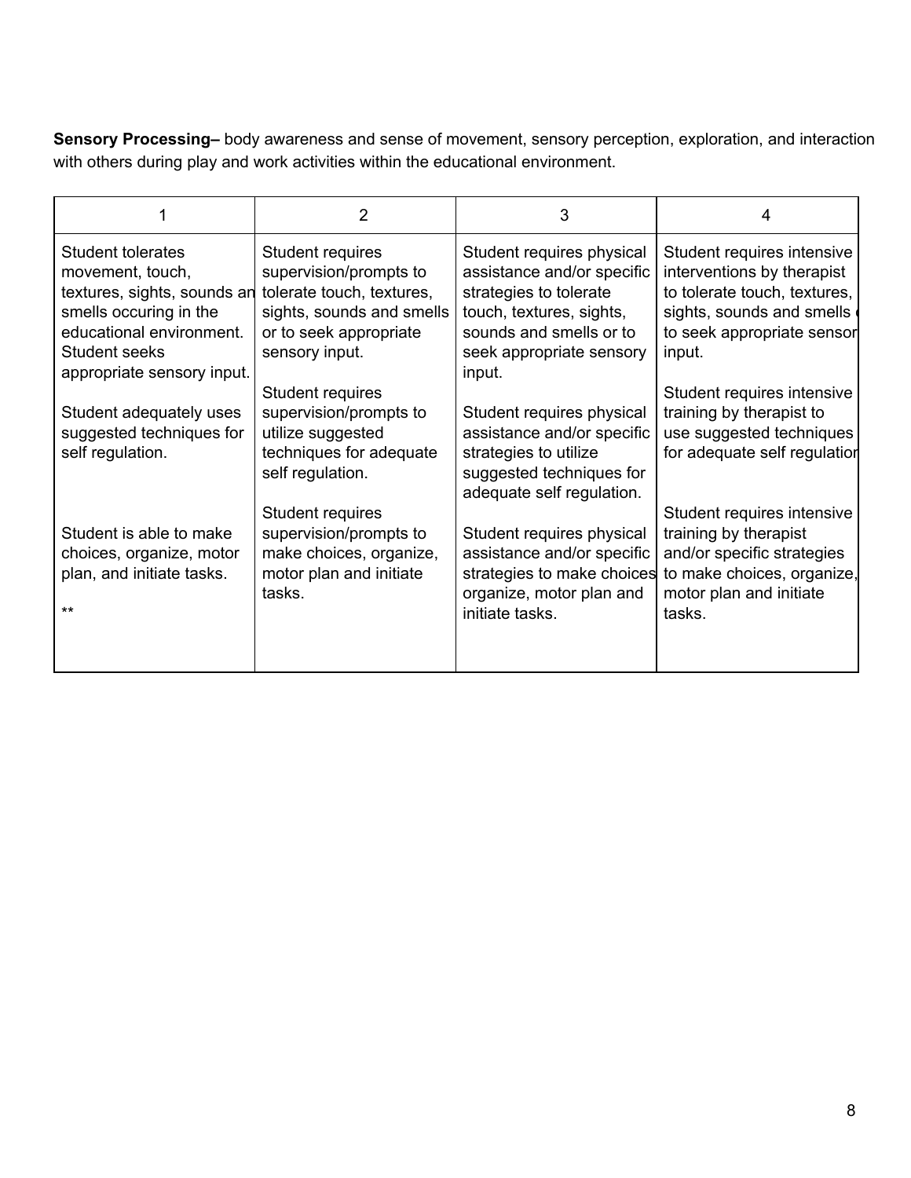**Sensory Processing–** body awareness and sense of movement, sensory perception, exploration, and interaction with others during play and work activities within the educational environment.

| 1 | 2 | 3 | 4 |
|---|---|---|---|
| Student tolerates movement, touch, textures, sights, sounds an smells occuring in the educational environment. Student seeks appropriate sensory input. | Student requires supervision/prompts to tolerate touch, textures, sights, sounds and smells or to seek appropriate sensory input. | Student requires physical assistance and/or specific strategies to tolerate touch, textures, sights, sounds and smells or to seek appropriate sensory input. | Student requires intensive interventions by therapist to tolerate touch, textures, sights, sounds and smells to seek appropriate sensor input. |
| Student adequately uses suggested techniques for self regulation. | Student requires supervision/prompts to utilize suggested techniques for adequate self regulation. | Student requires physical assistance and/or specific strategies to utilize suggested techniques for adequate self regulation. | Student requires intensive training by therapist to use suggested techniques for adequate self regulatior |
| Student is able to make choices, organize, motor plan, and initiate tasks. ** | Student requires supervision/prompts to make choices, organize, motor plan and initiate tasks. | Student requires physical assistance and/or specific strategies to make choices organize, motor plan and initiate tasks. | Student requires intensive training by therapist and/or specific strategies to make choices, organize, motor plan and initiate tasks. |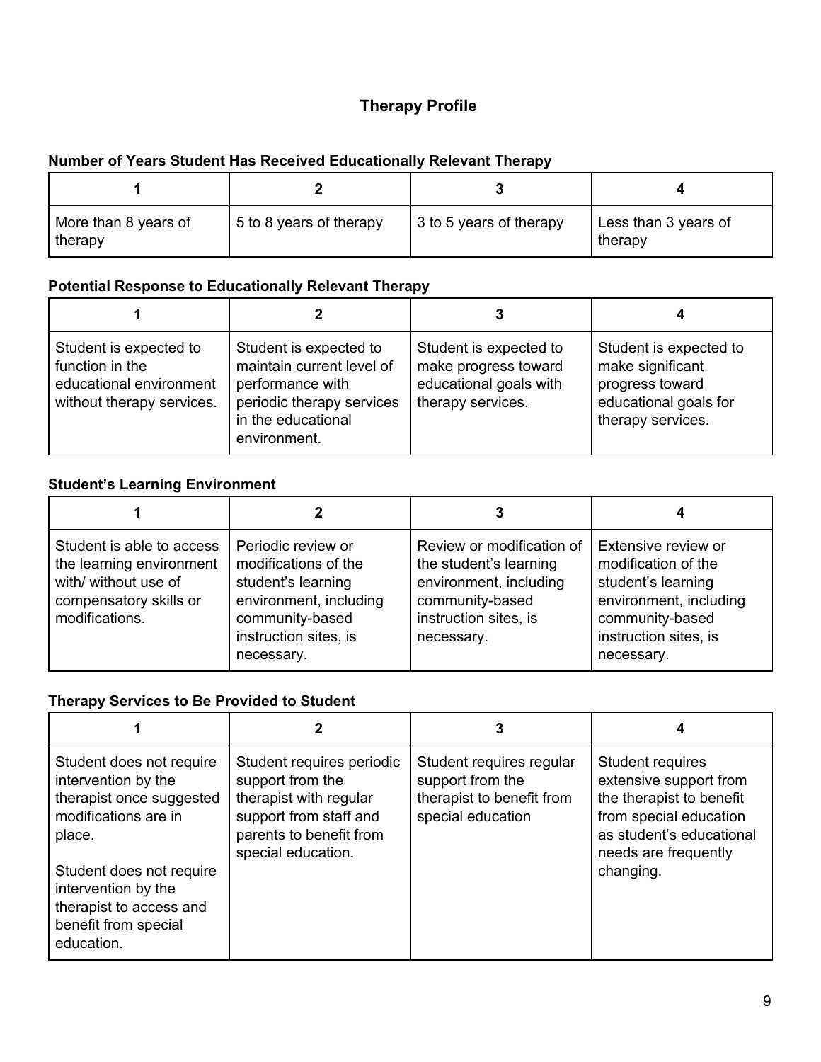# Therapy Profile

**Number of Years Student Has Received Educationally Relevant Therapy**

| 1 | 2 | 3 | 4 |
|---|---|---|---|
| More than 8 years of therapy | 5 to 8 years of therapy | 3 to 5 years of therapy | Less than 3 years of therapy |

**Potential Response to Educationally Relevant Therapy**

| 1 | 2 | 3 | 4 |
|---|---|---|---|
| Student is expected to function in the educational environment without therapy services. | Student is expected to maintain current level of performance with periodic therapy services in the educational environment. | Student is expected to make progress toward educational goals with therapy services. | Student is expected to make significant progress toward educational goals for therapy services. |

**Student's Learning Environment**

| 1 | 2 | 3 | 4 |
|---|---|---|---|
| Student is able to access the learning environment with/ without use of compensatory skills or modifications. | Periodic review or modifications of the student's learning environment, including community-based instruction sites, is necessary. | Review or modification of the student's learning environment, including community-based instruction sites, is necessary. | Extensive review or modification of the student's learning environment, including community-based instruction sites, is necessary. |

**Therapy Services to Be Provided to Student**

| 1 | 2 | 3 | 4 |
|---|---|---|---|
| Student does not require intervention by the therapist once suggested modifications are in place. <br><br> Student does not require intervention by the therapist to access and benefit from special education. | Student requires periodic support from the therapist with regular support from staff and parents to benefit from special education. | Student requires regular support from the therapist to benefit from special education | Student requires extensive support from the therapist to benefit from special education as student's educational needs are frequently changing. |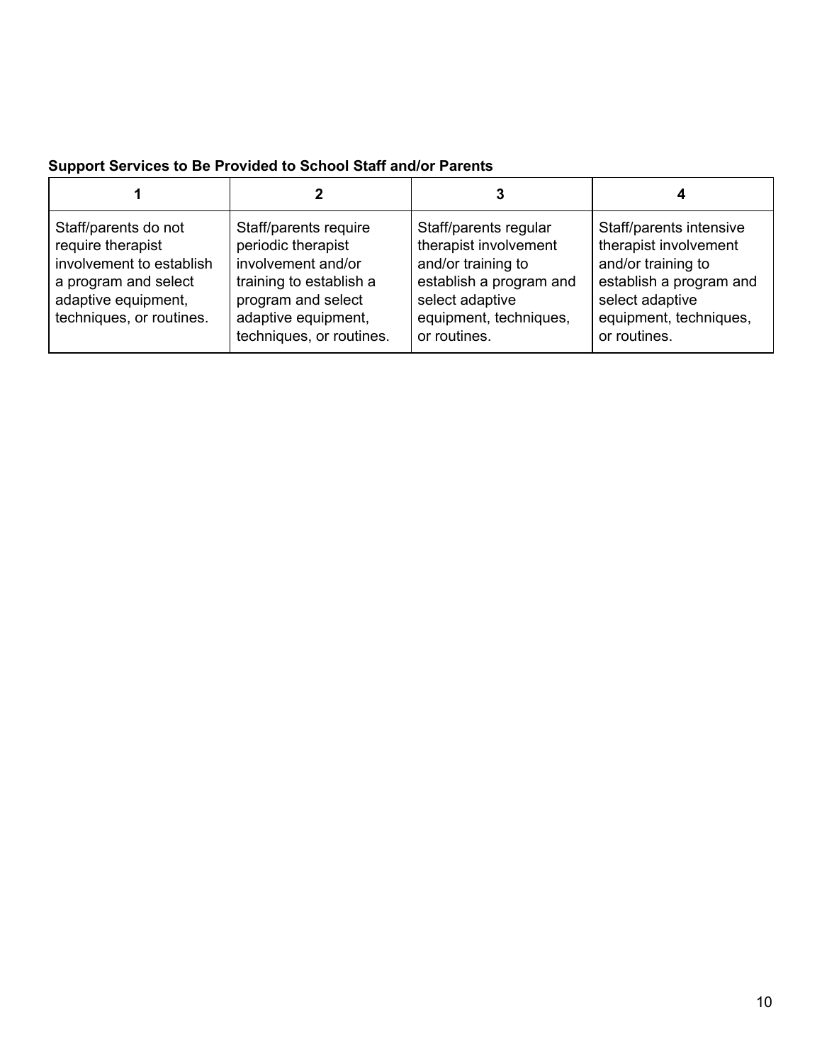**Support Services to Be Provided to School Staff and/or Parents**

| 1 | 2 | 3 | 4 |
|---|---|---|---|
| Staff/parents do not require therapist involvement to establish a program and select adaptive equipment, techniques, or routines. | Staff/parents require periodic therapist involvement and/or training to establish a program and select adaptive equipment, techniques, or routines. | Staff/parents regular therapist involvement and/or training to establish a program and select adaptive equipment, techniques, or routines. | Staff/parents intensive therapist involvement and/or training to establish a program and select adaptive equipment, techniques, or routines. |